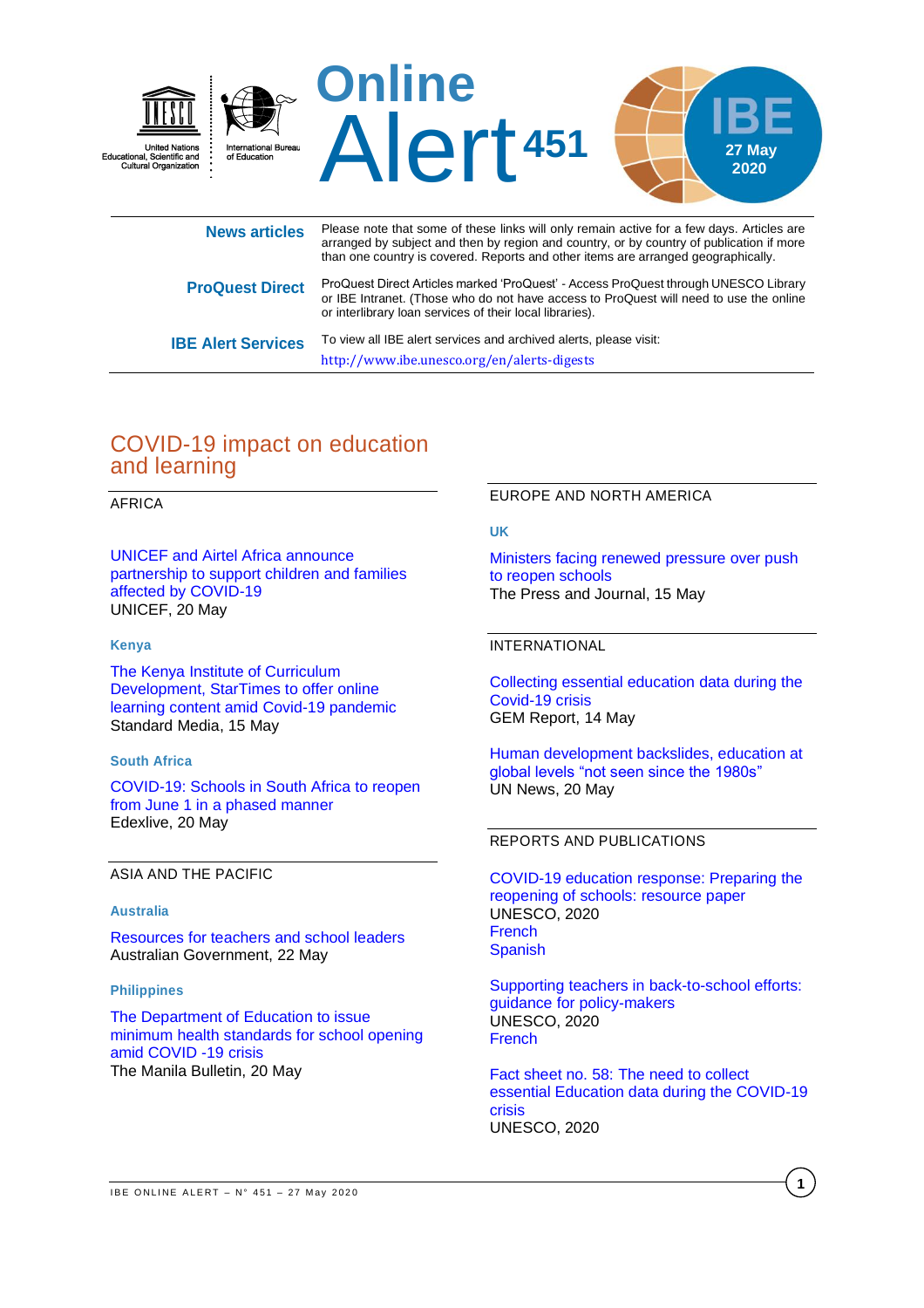# Online Alert 451

**IBE 27 May 2020**

United Nations Educational, Scientific and Cultural Organization

International Bureau of Education

| | |
|---|---|
| **News articles** | Please note that some of these links will only remain active for a few days. Articles are arranged by subject and then by region and country, or by country of publication if more than one country is covered. Reports and other items are arranged geographically. |
| **ProQuest Direct** | ProQuest Direct Articles marked 'ProQuest' - Access ProQuest through UNESCO Library or IBE Intranet. (Those who do not have access to ProQuest will need to use the online or interlibrary loan services of their local libraries). |
| **IBE Alert Services** | To view all IBE alert services and archived alerts, please visit: http://www.ibe.unesco.org/en/alerts-digests |

## COVID-19 impact on education and learning

### AFRICA

UNICEF and Airtel Africa announce partnership to support children and families affected by COVID-19
UNICEF, 20 May

**Kenya**

The Kenya Institute of Curriculum Development, StarTimes to offer online learning content amid Covid-19 pandemic
Standard Media, 15 May

**South Africa**

COVID-19: Schools in South Africa to reopen from June 1 in a phased manner
Edexlive, 20 May

### ASIA AND THE PACIFIC

**Australia**

Resources for teachers and school leaders
Australian Government, 22 May

**Philippines**

The Department of Education to issue minimum health standards for school opening amid COVID -19 crisis
The Manila Bulletin, 20 May

### EUROPE AND NORTH AMERICA

**UK**

Ministers facing renewed pressure over push to reopen schools
The Press and Journal, 15 May

### INTERNATIONAL

Collecting essential education data during the Covid-19 crisis
GEM Report, 14 May

Human development backslides, education at global levels "not seen since the 1980s"
UN News, 20 May

### REPORTS AND PUBLICATIONS

COVID-19 education response: Preparing the reopening of schools: resource paper
UNESCO, 2020
French
Spanish

Supporting teachers in back-to-school efforts: guidance for policy-makers
UNESCO, 2020
French

Fact sheet no. 58: The need to collect essential Education data during the COVID-19 crisis
UNESCO, 2020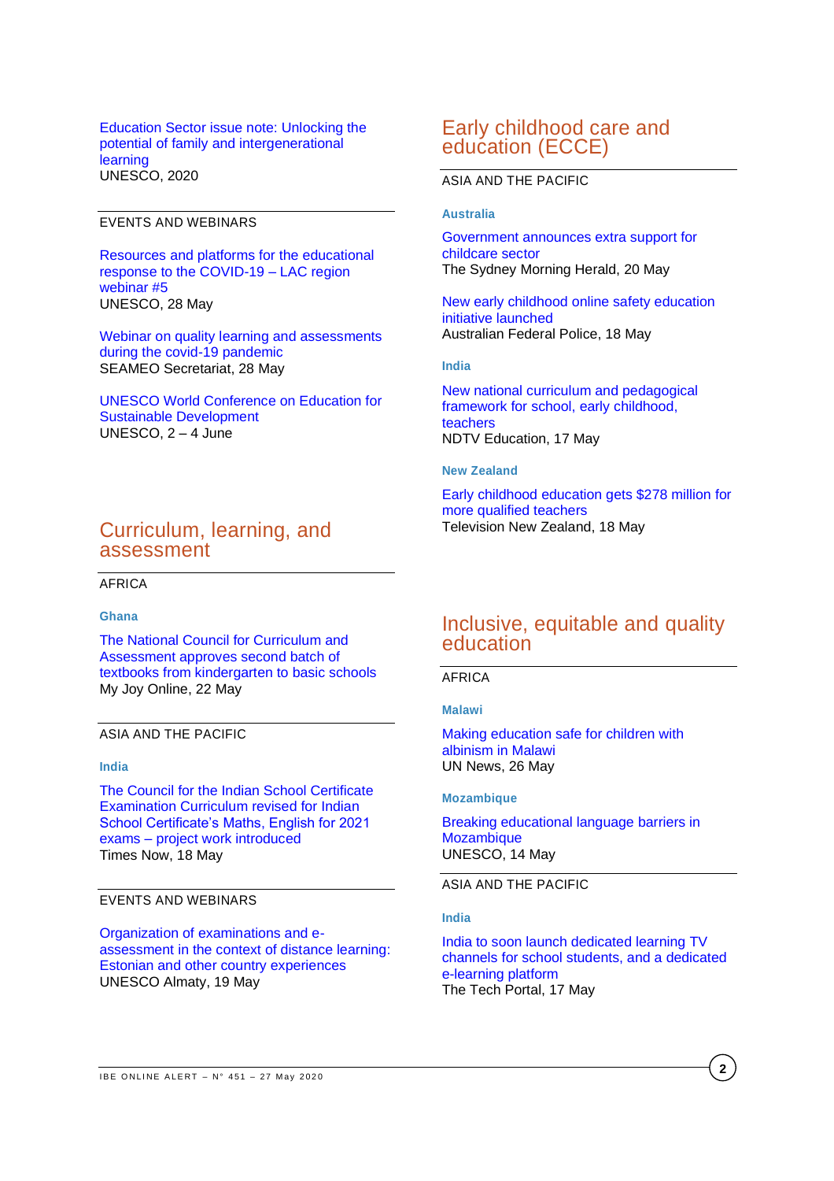Education Sector issue note: Unlocking the potential of family and intergenerational learning
UNESCO, 2020

EVENTS AND WEBINARS

Resources and platforms for the educational response to the COVID-19 – LAC region webinar #5
UNESCO, 28 May

Webinar on quality learning and assessments during the covid-19 pandemic
SEAMEO Secretariat, 28 May

UNESCO World Conference on Education for Sustainable Development
UNESCO, 2 – 4 June

## Curriculum, learning, and assessment

AFRICA

**Ghana**

The National Council for Curriculum and Assessment approves second batch of textbooks from kindergarten to basic schools
My Joy Online, 22 May

ASIA AND THE PACIFIC

**India**

The Council for the Indian School Certificate Examination Curriculum revised for Indian School Certificate's Maths, English for 2021 exams – project work introduced
Times Now, 18 May

EVENTS AND WEBINARS

Organization of examinations and e-assessment in the context of distance learning: Estonian and other country experiences
UNESCO Almaty, 19 May

## Early childhood care and education (ECCE)

ASIA AND THE PACIFIC

**Australia**

Government announces extra support for childcare sector
The Sydney Morning Herald, 20 May

New early childhood online safety education initiative launched
Australian Federal Police, 18 May

**India**

New national curriculum and pedagogical framework for school, early childhood, teachers
NDTV Education, 17 May

**New Zealand**

Early childhood education gets $278 million for more qualified teachers
Television New Zealand, 18 May

## Inclusive, equitable and quality education

AFRICA

**Malawi**

Making education safe for children with albinism in Malawi
UN News, 26 May

**Mozambique**

Breaking educational language barriers in Mozambique
UNESCO, 14 May

ASIA AND THE PACIFIC

**India**

India to soon launch dedicated learning TV channels for school students, and a dedicated e-learning platform
The Tech Portal, 17 May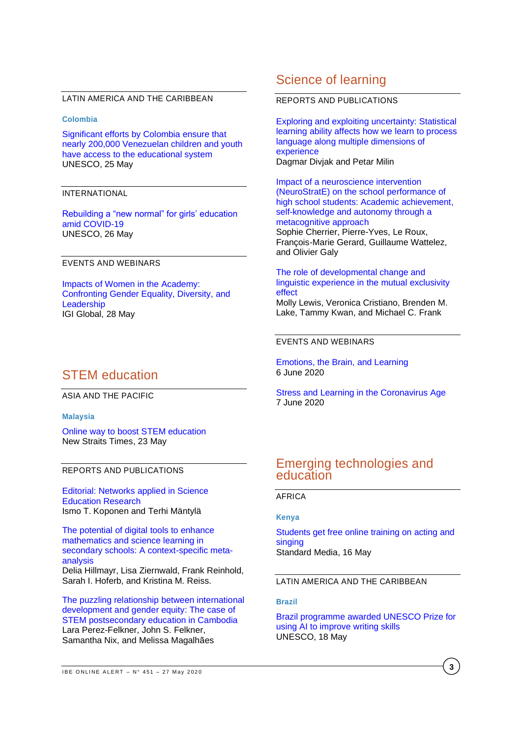LATIN AMERICA AND THE CARIBBEAN

**Colombia**

Significant efforts by Colombia ensure that nearly 200,000 Venezuelan children and youth have access to the educational system
UNESCO, 25 May

INTERNATIONAL

Rebuilding a “new normal” for girls’ education amid COVID-19
UNESCO, 26 May

EVENTS AND WEBINARS

Impacts of Women in the Academy: Confronting Gender Equality, Diversity, and Leadership
IGI Global, 28 May

## STEM education

ASIA AND THE PACIFIC

**Malaysia**

Online way to boost STEM education
New Straits Times, 23 May

REPORTS AND PUBLICATIONS

Editorial: Networks applied in Science Education Research
Ismo T. Koponen and Terhi Mäntylä

The potential of digital tools to enhance mathematics and science learning in secondary schools: A context-specific meta-analysis
Delia Hillmayr, Lisa Ziernwald, Frank Reinhold, Sarah I. Hoferb, and Kristina M. Reiss.

The puzzling relationship between international development and gender equity: The case of STEM postsecondary education in Cambodia
Lara Perez-Felkner, John S. Felkner, Samantha Nix, and Melissa Magalhães

## Science of learning

REPORTS AND PUBLICATIONS

Exploring and exploiting uncertainty: Statistical learning ability affects how we learn to process language along multiple dimensions of experience
Dagmar Divjak and Petar Milin

Impact of a neuroscience intervention (NeuroStratE) on the school performance of high school students: Academic achievement, self-knowledge and autonomy through a metacognitive approach
Sophie Cherrier, Pierre-Yves, Le Roux, François-Marie Gerard, Guillaume Wattelez, and Olivier Galy

The role of developmental change and linguistic experience in the mutual exclusivity effect
Molly Lewis, Veronica Cristiano, Brenden M. Lake, Tammy Kwan, and Michael C. Frank

EVENTS AND WEBINARS

Emotions, the Brain, and Learning
6 June 2020

Stress and Learning in the Coronavirus Age
7 June 2020

## Emerging technologies and education

AFRICA

**Kenya**

Students get free online training on acting and singing
Standard Media, 16 May

LATIN AMERICA AND THE CARIBBEAN

**Brazil**

Brazil programme awarded UNESCO Prize for using AI to improve writing skills
UNESCO, 18 May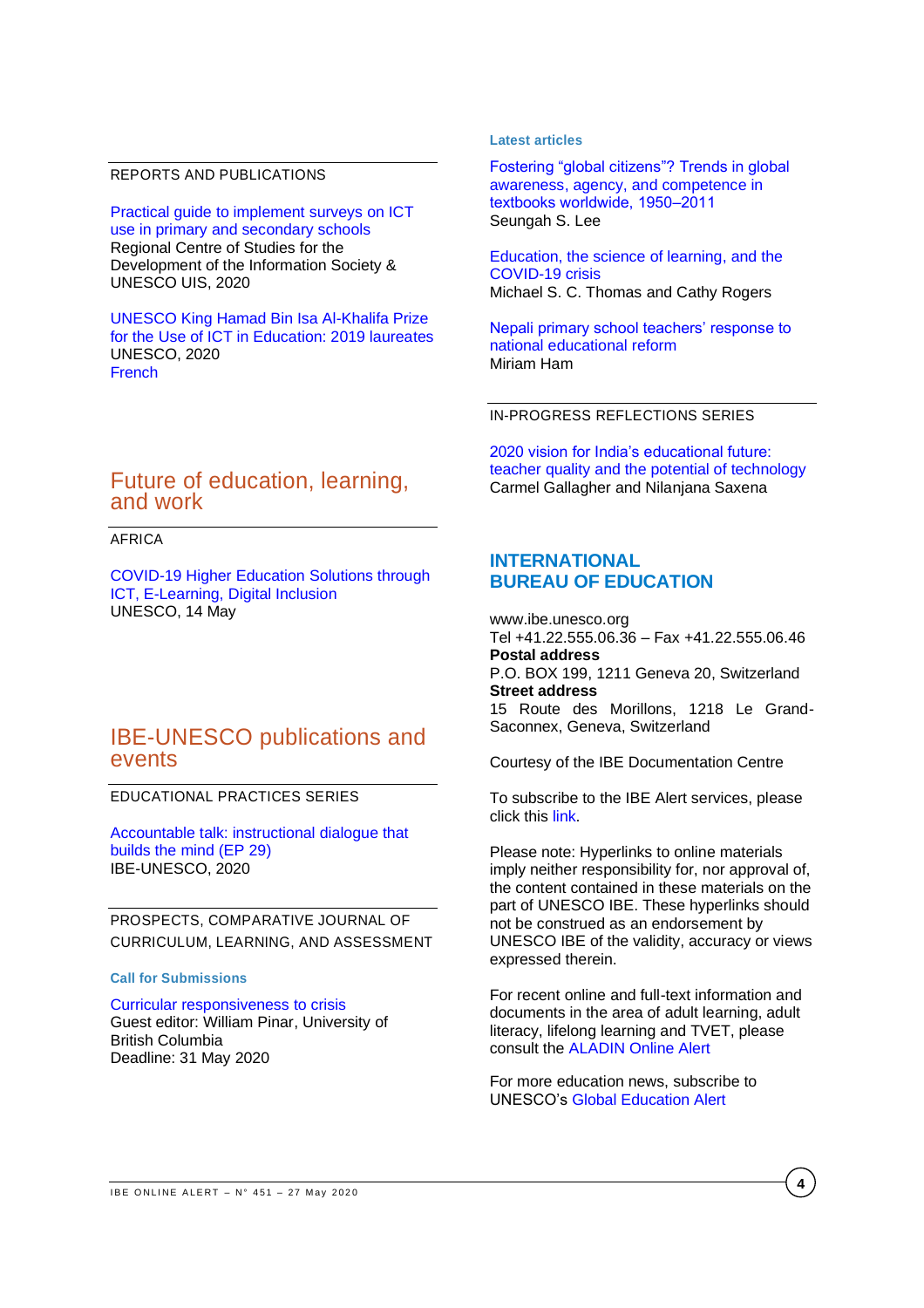REPORTS AND PUBLICATIONS

Practical guide to implement surveys on ICT use in primary and secondary schools
Regional Centre of Studies for the Development of the Information Society & UNESCO UIS, 2020

UNESCO King Hamad Bin Isa Al-Khalifa Prize for the Use of ICT in Education: 2019 laureates
UNESCO, 2020
French

## Future of education, learning, and work

AFRICA

COVID-19 Higher Education Solutions through ICT, E-Learning, Digital Inclusion
UNESCO, 14 May

## IBE-UNESCO publications and events

EDUCATIONAL PRACTICES SERIES

Accountable talk: instructional dialogue that builds the mind (EP 29)
IBE-UNESCO, 2020

PROSPECTS, COMPARATIVE JOURNAL OF CURRICULUM, LEARNING, AND ASSESSMENT

**Call for Submissions**

Curricular responsiveness to crisis
Guest editor: William Pinar, University of British Columbia
Deadline: 31 May 2020

**Latest articles**

Fostering "global citizens"? Trends in global awareness, agency, and competence in textbooks worldwide, 1950–2011
Seungah S. Lee

Education, the science of learning, and the COVID-19 crisis
Michael S. C. Thomas and Cathy Rogers

Nepali primary school teachers' response to national educational reform
Miriam Ham

IN-PROGRESS REFLECTIONS SERIES

2020 vision for India's educational future: teacher quality and the potential of technology
Carmel Gallagher and Nilanjana Saxena

## INTERNATIONAL BUREAU OF EDUCATION

www.ibe.unesco.org
Tel +41.22.555.06.36 – Fax +41.22.555.06.46
**Postal address**
P.O. BOX 199, 1211 Geneva 20, Switzerland
**Street address**
15 Route des Morillons, 1218 Le Grand-Saconnex, Geneva, Switzerland

Courtesy of the IBE Documentation Centre

To subscribe to the IBE Alert services, please click this link.

Please note: Hyperlinks to online materials imply neither responsibility for, nor approval of, the content contained in these materials on the part of UNESCO IBE. These hyperlinks should not be construed as an endorsement by UNESCO IBE of the validity, accuracy or views expressed therein.

For recent online and full-text information and documents in the area of adult learning, adult literacy, lifelong learning and TVET, please consult the ALADIN Online Alert

For more education news, subscribe to UNESCO's Global Education Alert